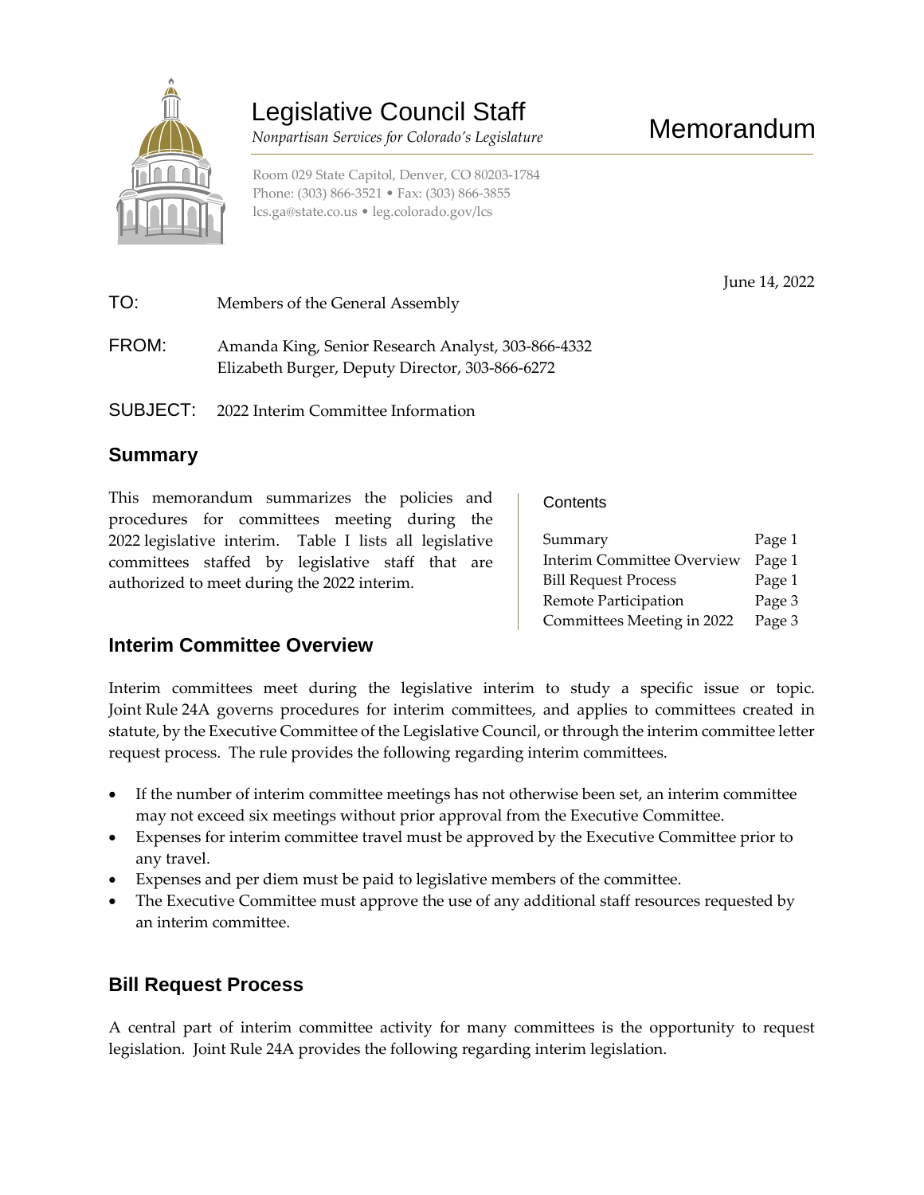# Legislative Council Staff

*Nonpartisan Services for Colorado's Legislature*

# Memorandum

Room 029 State Capitol, Denver, CO 80203-1784
Phone: (303) 866-3521 • Fax: (303) 866-3855
lcs.ga@state.co.us • leg.colorado.gov/lcs

June 14, 2022

TO: Members of the General Assembly

FROM: Amanda King, Senior Research Analyst, 303-866-4332
Elizabeth Burger, Deputy Director, 303-866-6272

SUBJECT: 2022 Interim Committee Information

## Summary

This memorandum summarizes the policies and procedures for committees meeting during the 2022 legislative interim. Table I lists all legislative committees staffed by legislative staff that are authorized to meet during the 2022 interim.

**Contents**

| | |
|---|---|
| Summary | Page 1 |
| Interim Committee Overview | Page 1 |
| Bill Request Process | Page 1 |
| Remote Participation | Page 3 |
| Committees Meeting in 2022 | Page 3 |

## Interim Committee Overview

Interim committees meet during the legislative interim to study a specific issue or topic. Joint Rule 24A governs procedures for interim committees, and applies to committees created in statute, by the Executive Committee of the Legislative Council, or through the interim committee letter request process. The rule provides the following regarding interim committees.

- If the number of interim committee meetings has not otherwise been set, an interim committee may not exceed six meetings without prior approval from the Executive Committee.
- Expenses for interim committee travel must be approved by the Executive Committee prior to any travel.
- Expenses and per diem must be paid to legislative members of the committee.
- The Executive Committee must approve the use of any additional staff resources requested by an interim committee.

## Bill Request Process

A central part of interim committee activity for many committees is the opportunity to request legislation. Joint Rule 24A provides the following regarding interim legislation.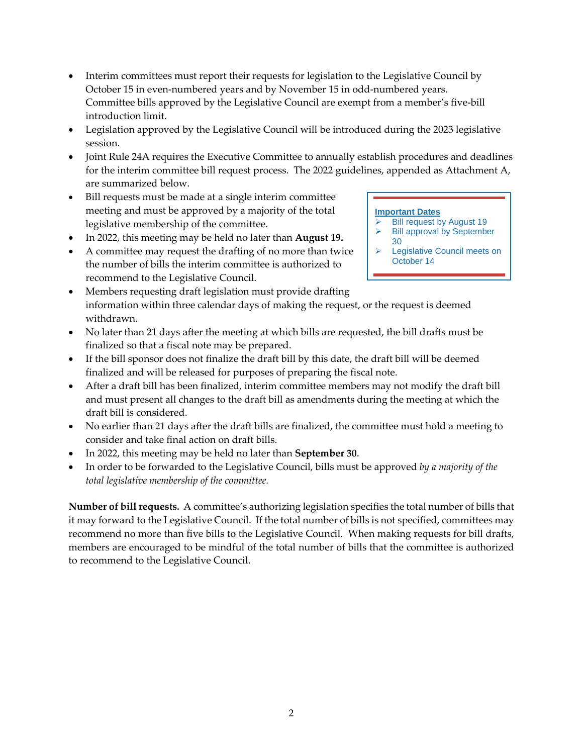- Interim committees must report their requests for legislation to the Legislative Council by October 15 in even-numbered years and by November 15 in odd-numbered years. Committee bills approved by the Legislative Council are exempt from a member's five-bill introduction limit.
- Legislation approved by the Legislative Council will be introduced during the 2023 legislative session.
- Joint Rule 24A requires the Executive Committee to annually establish procedures and deadlines for the interim committee bill request process. The 2022 guidelines, appended as Attachment A, are summarized below.
- Bill requests must be made at a single interim committee meeting and must be approved by a majority of the total legislative membership of the committee.
- In 2022, this meeting may be held no later than **August 19.**
- A committee may request the drafting of no more than twice the number of bills the interim committee is authorized to recommend to the Legislative Council.
- Members requesting draft legislation must provide drafting information within three calendar days of making the request, or the request is deemed withdrawn.
- No later than 21 days after the meeting at which bills are requested, the bill drafts must be finalized so that a fiscal note may be prepared.
- If the bill sponsor does not finalize the draft bill by this date, the draft bill will be deemed finalized and will be released for purposes of preparing the fiscal note.
- After a draft bill has been finalized, interim committee members may not modify the draft bill and must present all changes to the draft bill as amendments during the meeting at which the draft bill is considered.
- No earlier than 21 days after the draft bills are finalized, the committee must hold a meeting to consider and take final action on draft bills.
- In 2022, this meeting may be held no later than **September 30**.
- In order to be forwarded to the Legislative Council, bills must be approved *by a majority of the total legislative membership of the committee.*

**Important Dates**

- Bill request by August 19
- Bill approval by September 30
- Legislative Council meets on October 14

**Number of bill requests.** A committee's authorizing legislation specifies the total number of bills that it may forward to the Legislative Council. If the total number of bills is not specified, committees may recommend no more than five bills to the Legislative Council. When making requests for bill drafts, members are encouraged to be mindful of the total number of bills that the committee is authorized to recommend to the Legislative Council.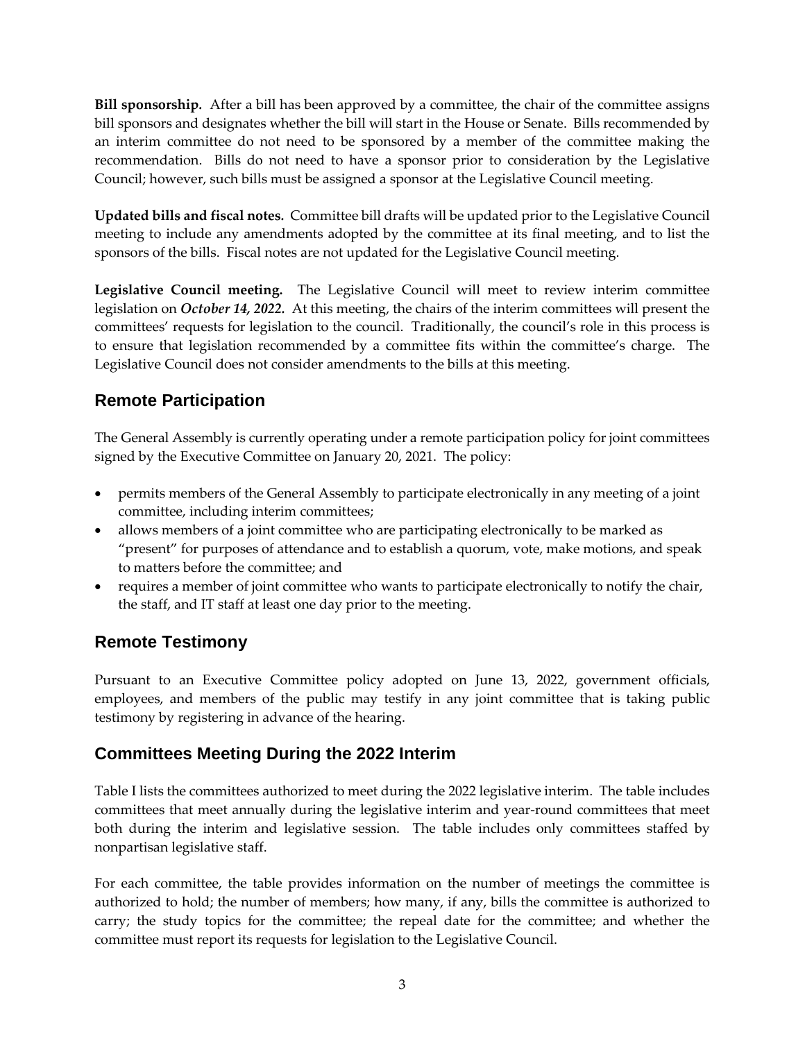**Bill sponsorship.** After a bill has been approved by a committee, the chair of the committee assigns bill sponsors and designates whether the bill will start in the House or Senate. Bills recommended by an interim committee do not need to be sponsored by a member of the committee making the recommendation. Bills do not need to have a sponsor prior to consideration by the Legislative Council; however, such bills must be assigned a sponsor at the Legislative Council meeting.

**Updated bills and fiscal notes.** Committee bill drafts will be updated prior to the Legislative Council meeting to include any amendments adopted by the committee at its final meeting, and to list the sponsors of the bills. Fiscal notes are not updated for the Legislative Council meeting.

**Legislative Council meeting.** The Legislative Council will meet to review interim committee legislation on ***October 14, 2022.*** At this meeting, the chairs of the interim committees will present the committees' requests for legislation to the council. Traditionally, the council's role in this process is to ensure that legislation recommended by a committee fits within the committee's charge. The Legislative Council does not consider amendments to the bills at this meeting.

## Remote Participation

The General Assembly is currently operating under a remote participation policy for joint committees signed by the Executive Committee on January 20, 2021. The policy:

- permits members of the General Assembly to participate electronically in any meeting of a joint committee, including interim committees;
- allows members of a joint committee who are participating electronically to be marked as "present" for purposes of attendance and to establish a quorum, vote, make motions, and speak to matters before the committee; and
- requires a member of joint committee who wants to participate electronically to notify the chair, the staff, and IT staff at least one day prior to the meeting.

## Remote Testimony

Pursuant to an Executive Committee policy adopted on June 13, 2022, government officials, employees, and members of the public may testify in any joint committee that is taking public testimony by registering in advance of the hearing.

## Committees Meeting During the 2022 Interim

Table I lists the committees authorized to meet during the 2022 legislative interim. The table includes committees that meet annually during the legislative interim and year-round committees that meet both during the interim and legislative session. The table includes only committees staffed by nonpartisan legislative staff.

For each committee, the table provides information on the number of meetings the committee is authorized to hold; the number of members; how many, if any, bills the committee is authorized to carry; the study topics for the committee; the repeal date for the committee; and whether the committee must report its requests for legislation to the Legislative Council.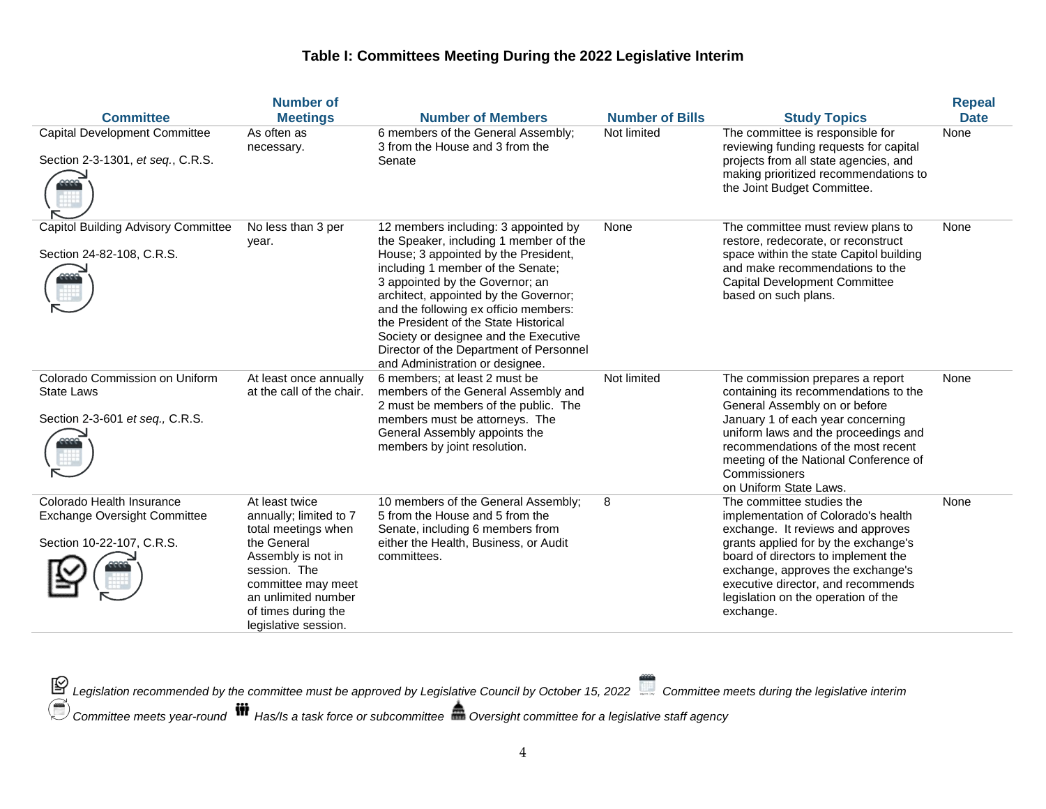### Table I: Committees Meeting During the 2022 Legislative Interim

| Committee | Number of Meetings | Number of Members | Number of Bills | Study Topics | Repeal Date |
|---|---|---|---|---|---|
| Capital Development Committee<br><br>Section 2-3-1301, *et seq.*, C.R.S. | As often as necessary. | 6 members of the General Assembly; 3 from the House and 3 from the Senate | Not limited | The committee is responsible for reviewing funding requests for capital projects from all state agencies, and making prioritized recommendations to the Joint Budget Committee. | None |
| Capitol Building Advisory Committee<br><br>Section 24-82-108, C.R.S. | No less than 3 per year. | 12 members including: 3 appointed by the Speaker, including 1 member of the House; 3 appointed by the President, including 1 member of the Senate; 3 appointed by the Governor; an architect, appointed by the Governor; and the following ex officio members: the President of the State Historical Society or designee and the Executive Director of the Department of Personnel and Administration or designee. | None | The committee must review plans to restore, redecorate, or reconstruct space within the state Capitol building and make recommendations to the Capital Development Committee based on such plans. | None |
| Colorado Commission on Uniform State Laws<br><br>Section 2-3-601 *et seq.,* C.R.S. | At least once annually at the call of the chair. | 6 members; at least 2 must be members of the General Assembly and 2 must be members of the public. The members must be attorneys. The General Assembly appoints the members by joint resolution. | Not limited | The commission prepares a report containing its recommendations to the General Assembly on or before January 1 of each year concerning uniform laws and the proceedings and recommendations of the most recent meeting of the National Conference of Commissioners on Uniform State Laws. | None |
| Colorado Health Insurance Exchange Oversight Committee<br><br>Section 10-22-107, C.R.S. | At least twice annually; limited to 7 total meetings when the General Assembly is not in session. The committee may meet an unlimited number of times during the legislative session. | 10 members of the General Assembly; 5 from the House and 5 from the Senate, including 6 members from either the Health, Business, or Audit committees. | 8 | The committee studies the implementation of Colorado's health exchange. It reviews and approves grants applied for by the exchange's board of directors to implement the exchange, approves the exchange's executive director, and recommends legislation on the operation of the exchange. | None |

*Legislation recommended by the committee must be approved by Legislative Council by October 15, 2022* *Committee meets during the legislative interim*
*Committee meets year-round* *Has/Is a task force or subcommittee* *Oversight committee for a legislative staff agency*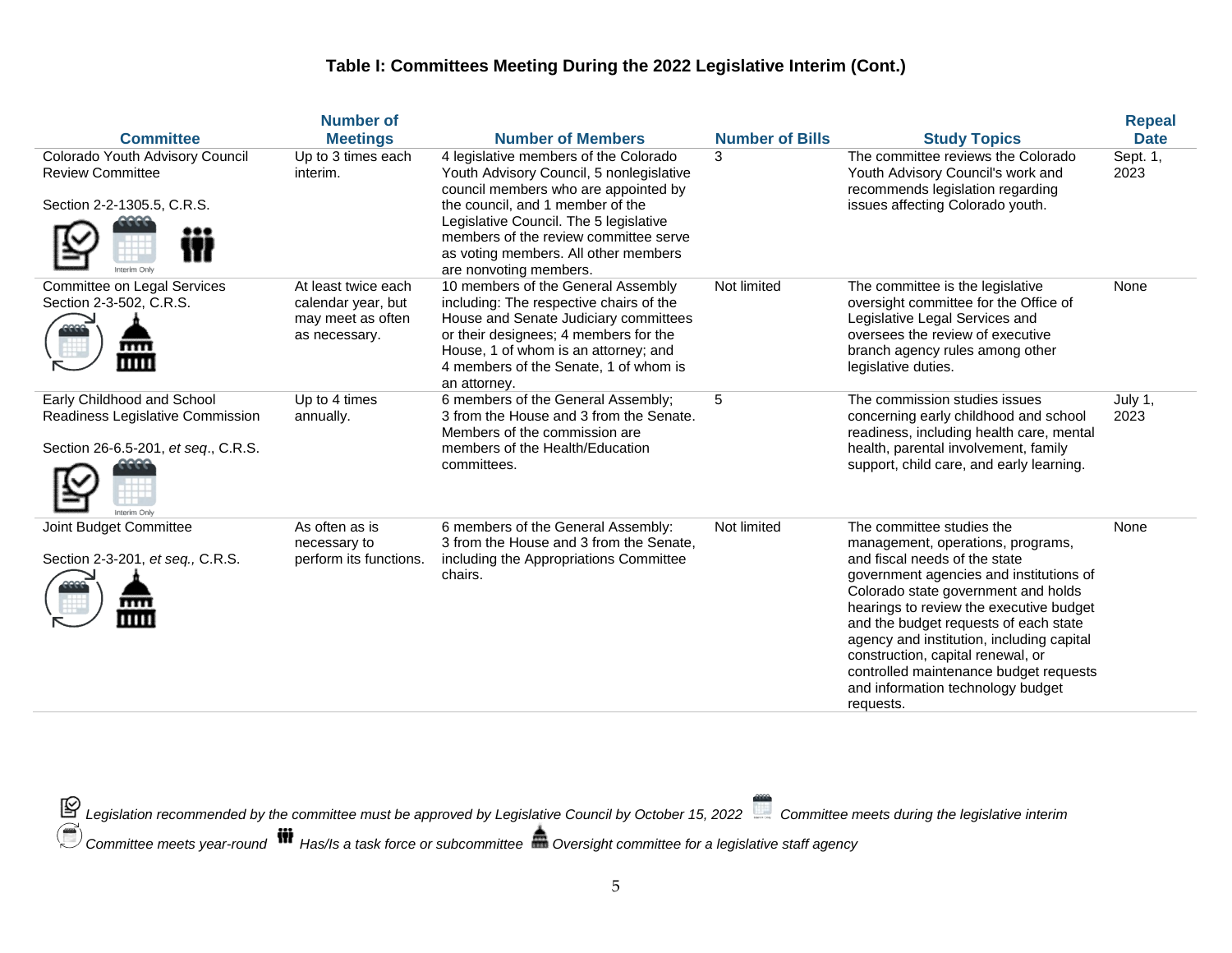### Table I: Committees Meeting During the 2022 Legislative Interim (Cont.)

| Committee | Number of Meetings | Number of Members | Number of Bills | Study Topics | Repeal Date |
|---|---|---|---|---|---|
| Colorado Youth Advisory Council Review Committee<br><br>Section 2-2-1305.5, C.R.S. | Up to 3 times each interim. | 4 legislative members of the Colorado Youth Advisory Council, 5 nonlegislative council members who are appointed by the council, and 1 member of the Legislative Council. The 5 legislative members of the review committee serve as voting members. All other members are nonvoting members. | 3 | The committee reviews the Colorado Youth Advisory Council's work and recommends legislation regarding issues affecting Colorado youth. | Sept. 1, 2023 |
| Committee on Legal Services Section 2-3-502, C.R.S. | At least twice each calendar year, but may meet as often as necessary. | 10 members of the General Assembly including: The respective chairs of the House and Senate Judiciary committees or their designees; 4 members for the House, 1 of whom is an attorney; and 4 members of the Senate, 1 of whom is an attorney. | Not limited | The committee is the legislative oversight committee for the Office of Legislative Legal Services and oversees the review of executive branch agency rules among other legislative duties. | None |
| Early Childhood and School Readiness Legislative Commission<br><br>Section 26-6.5-201, *et seq*., C.R.S. | Up to 4 times annually. | 6 members of the General Assembly; 3 from the House and 3 from the Senate. Members of the commission are members of the Health/Education committees. | 5 | The commission studies issues concerning early childhood and school readiness, including health care, mental health, parental involvement, family support, child care, and early learning. | July 1, 2023 |
| Joint Budget Committee<br><br>Section 2-3-201, *et seq.*, C.R.S. | As often as is necessary to perform its functions. | 6 members of the General Assembly: 3 from the House and 3 from the Senate, including the Appropriations Committee chairs. | Not limited | The committee studies the management, operations, programs, and fiscal needs of the state government agencies and institutions of Colorado state government and holds hearings to review the executive budget and the budget requests of each state agency and institution, including capital construction, capital renewal, or controlled maintenance budget requests and information technology budget requests. | None |

*Legislation recommended by the committee must be approved by Legislative Council by October 15, 2022* *Committee meets during the legislative interim*
*Committee meets year-round* *Has/Is a task force or subcommittee* *Oversight committee for a legislative staff agency*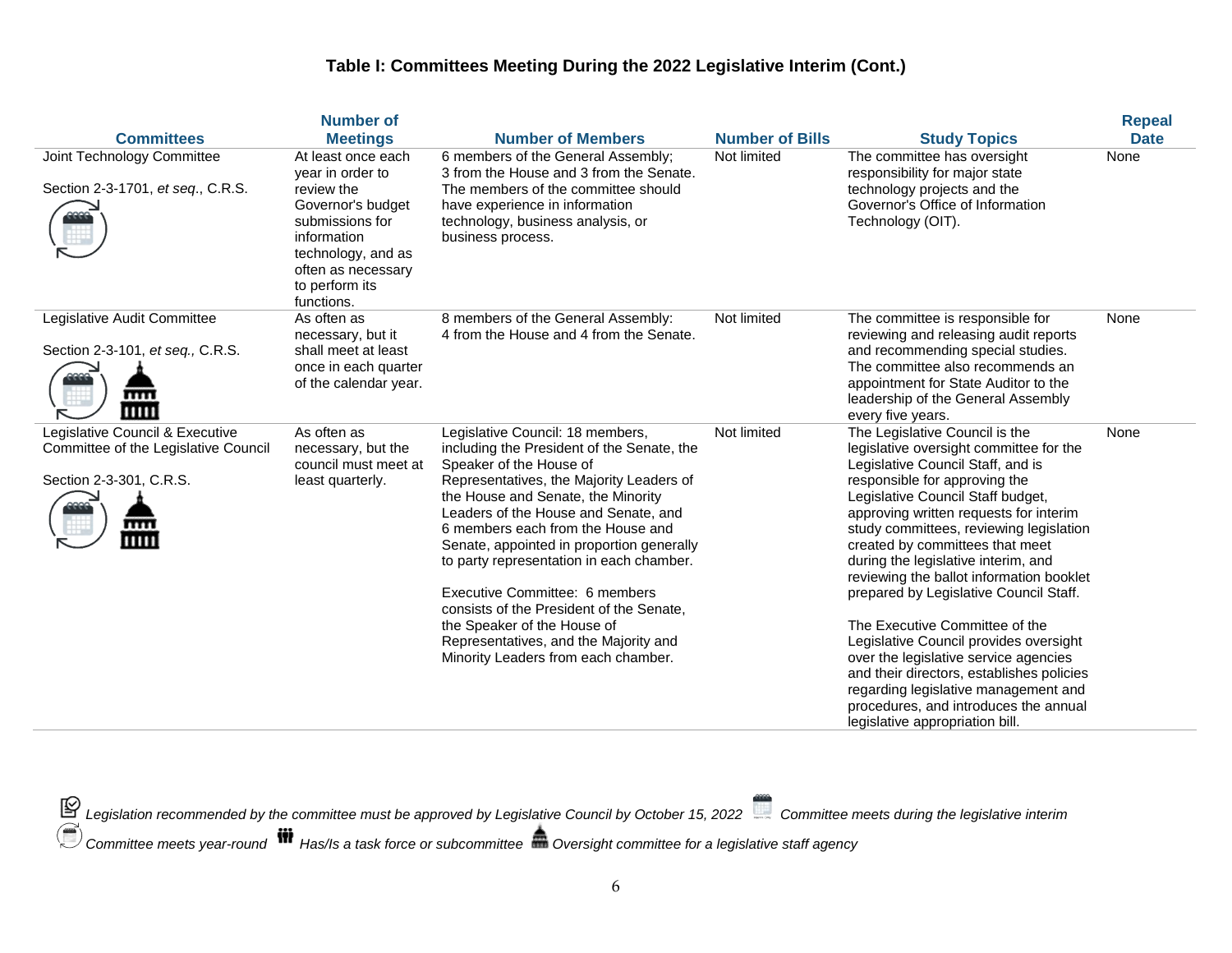### Table I: Committees Meeting During the 2022 Legislative Interim (Cont.)

| Committees | Number of Meetings | Number of Members | Number of Bills | Study Topics | Repeal Date |
|---|---|---|---|---|---|
| Joint Technology Committee<br><br>Section 2-3-1701, *et seq*., C.R.S. | At least once each year in order to review the Governor's budget submissions for information technology, and as often as necessary to perform its functions. | 6 members of the General Assembly; 3 from the House and 3 from the Senate. The members of the committee should have experience in information technology, business analysis, or business process. | Not limited | The committee has oversight responsibility for major state technology projects and the Governor's Office of Information Technology (OIT). | None |
| Legislative Audit Committee<br><br>Section 2-3-101, *et seq.,* C.R.S. | As often as necessary, but it shall meet at least once in each quarter of the calendar year. | 8 members of the General Assembly: 4 from the House and 4 from the Senate. | Not limited | The committee is responsible for reviewing and releasing audit reports and recommending special studies. The committee also recommends an appointment for State Auditor to the leadership of the General Assembly every five years. | None |
| Legislative Council & Executive Committee of the Legislative Council<br><br>Section 2-3-301, C.R.S. | As often as necessary, but the council must meet at least quarterly. | Legislative Council: 18 members, including the President of the Senate, the Speaker of the House of Representatives, the Majority Leaders of the House and Senate, the Minority Leaders of the House and Senate, and 6 members each from the House and Senate, appointed in proportion generally to party representation in each chamber.<br><br>Executive Committee: 6 members consists of the President of the Senate, the Speaker of the House of Representatives, and the Majority and Minority Leaders from each chamber. | Not limited | The Legislative Council is the legislative oversight committee for the Legislative Council Staff, and is responsible for approving the Legislative Council Staff budget, approving written requests for interim study committees, reviewing legislation created by committees that meet during the legislative interim, and reviewing the ballot information booklet prepared by Legislative Council Staff.<br><br>The Executive Committee of the Legislative Council provides oversight over the legislative service agencies and their directors, establishes policies regarding legislative management and procedures, and introduces the annual legislative appropriation bill. | None |

*Legislation recommended by the committee must be approved by Legislative Council by October 15, 2022* · *Committee meets during the legislative interim* · *Committee meets year-round* · *Has/Is a task force or subcommittee* · *Oversight committee for a legislative staff agency*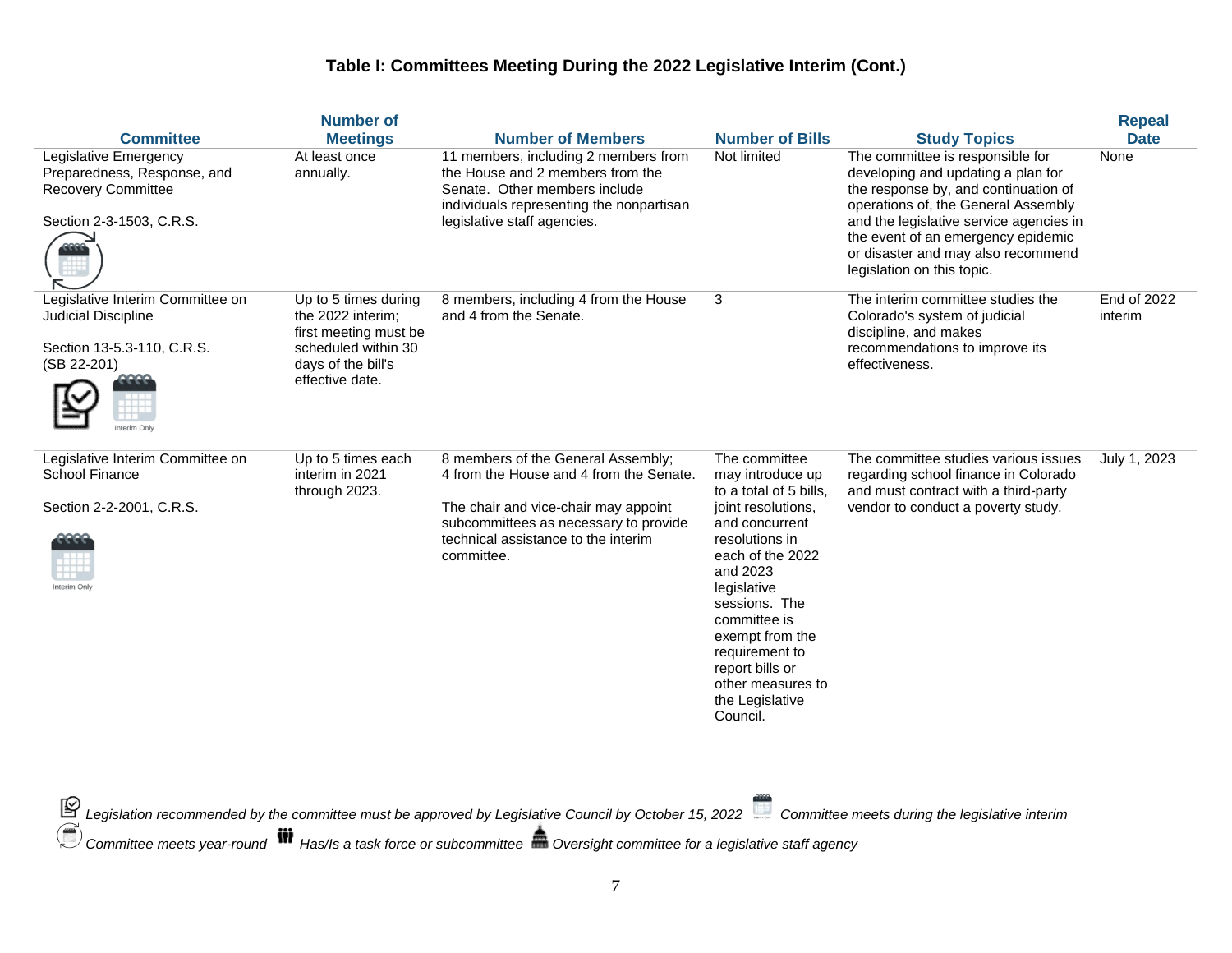### Table I: Committees Meeting During the 2022 Legislative Interim (Cont.)

| Committee | Number of Meetings | Number of Members | Number of Bills | Study Topics | Repeal Date |
|---|---|---|---|---|---|
| Legislative Emergency Preparedness, Response, and Recovery Committee<br><br>Section 2-3-1503, C.R.S. | At least once annually. | 11 members, including 2 members from the House and 2 members from the Senate. Other members include individuals representing the nonpartisan legislative staff agencies. | Not limited | The committee is responsible for developing and updating a plan for the response by, and continuation of operations of, the General Assembly and the legislative service agencies in the event of an emergency epidemic or disaster and may also recommend legislation on this topic. | None |
| Legislative Interim Committee on Judicial Discipline<br><br>Section 13-5.3-110, C.R.S. (SB 22-201)<br><br>Interim Only | Up to 5 times during the 2022 interim; first meeting must be scheduled within 30 days of the bill's effective date. | 8 members, including 4 from the House and 4 from the Senate. | 3 | The interim committee studies the Colorado's system of judicial discipline, and makes recommendations to improve its effectiveness. | End of 2022 interim |
| Legislative Interim Committee on School Finance<br><br>Section 2-2-2001, C.R.S.<br><br>Interim Only | Up to 5 times each interim in 2021 through 2023. | 8 members of the General Assembly; 4 from the House and 4 from the Senate.<br><br>The chair and vice-chair may appoint subcommittees as necessary to provide technical assistance to the interim committee. | The committee may introduce up to a total of 5 bills, joint resolutions, and concurrent resolutions in each of the 2022 and 2023 legislative sessions. The committee is exempt from the requirement to report bills or other measures to the Legislative Council. | The committee studies various issues regarding school finance in Colorado and must contract with a third-party vendor to conduct a poverty study. | July 1, 2023 |

*Legislation recommended by the committee must be approved by Legislative Council by October 15, 2022* *Committee meets during the legislative interim*
*Committee meets year-round* *Has/Is a task force or subcommittee* *Oversight committee for a legislative staff agency*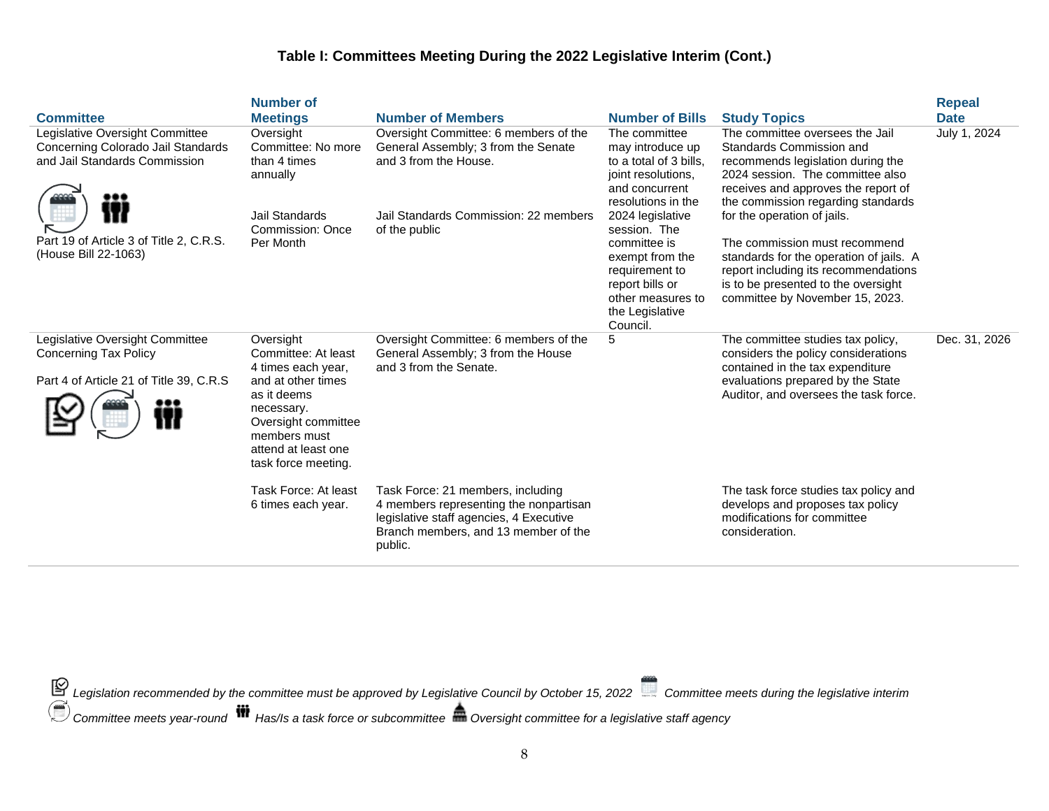### Table I: Committees Meeting During the 2022 Legislative Interim (Cont.)

| Committee | Number of Meetings | Number of Members | Number of Bills | Study Topics | Repeal Date |
|---|---|---|---|---|---|
| Legislative Oversight Committee Concerning Colorado Jail Standards and Jail Standards Commission<br><br>Part 19 of Article 3 of Title 2, C.R.S. (House Bill 22-1063) | Oversight Committee: No more than 4 times annually<br><br>Jail Standards Commission: Once Per Month | Oversight Committee: 6 members of the General Assembly; 3 from the Senate and 3 from the House.<br><br>Jail Standards Commission: 22 members of the public | The committee may introduce up to a total of 3 bills, joint resolutions, and concurrent resolutions in the 2024 legislative session. The committee is exempt from the requirement to report bills or other measures to the Legislative Council. | The committee oversees the Jail Standards Commission and recommends legislation during the 2024 session. The committee also receives and approves the report of the commission regarding standards for the operation of jails.<br><br>The commission must recommend standards for the operation of jails. A report including its recommendations is to be presented to the oversight committee by November 15, 2023. | July 1, 2024 |
| Legislative Oversight Committee Concerning Tax Policy<br><br>Part 4 of Article 21 of Title 39, C.R.S | Oversight Committee: At least 4 times each year, and at other times as it deems necessary. Oversight committee members must attend at least one task force meeting. | Oversight Committee: 6 members of the General Assembly; 3 from the House and 3 from the Senate. | 5 | The committee studies tax policy, considers the policy considerations contained in the tax expenditure evaluations prepared by the State Auditor, and oversees the task force. | Dec. 31, 2026 |
| | Task Force: At least 6 times each year. | Task Force: 21 members, including 4 members representing the nonpartisan legislative staff agencies, 4 Executive Branch members, and 13 member of the public. | | The task force studies tax policy and develops and proposes tax policy modifications for committee consideration. | |

*Legislation recommended by the committee must be approved by Legislative Council by October 15, 2022* *Committee meets during the legislative interim*
*Committee meets year-round* *Has/Is a task force or subcommittee* *Oversight committee for a legislative staff agency*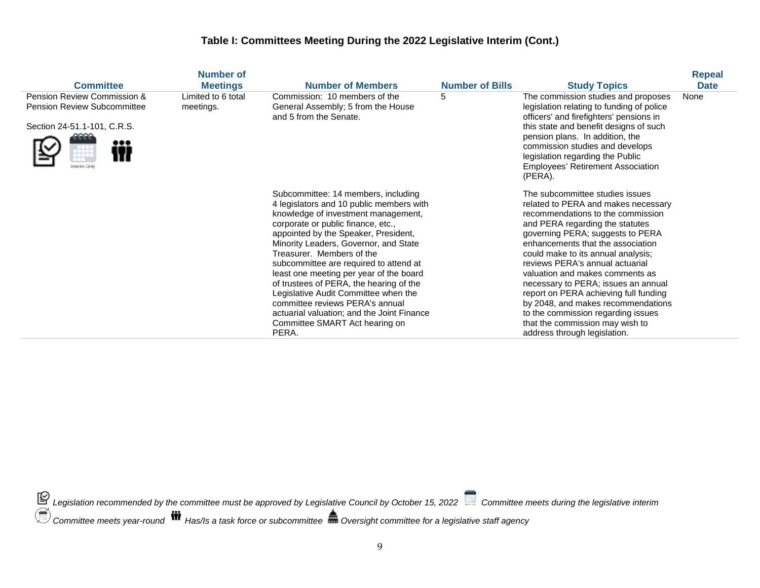### Table I: Committees Meeting During the 2022 Legislative Interim (Cont.)

| Committee | Number of Meetings | Number of Members | Number of Bills | Study Topics | Repeal Date |
|---|---|---|---|---|---|
| Pension Review Commission & Pension Review Subcommittee<br><br>Section 24-51.1-101, C.R.S. | Limited to 6 total meetings. | Commission: 10 members of the General Assembly; 5 from the House and 5 from the Senate. | 5 | The commission studies and proposes legislation relating to funding of police officers' and firefighters' pensions in this state and benefit designs of such pension plans. In addition, the commission studies and develops legislation regarding the Public Employees' Retirement Association (PERA). | None |
| | | Subcommittee: 14 members, including 4 legislators and 10 public members with knowledge of investment management, corporate or public finance, etc., appointed by the Speaker, President, Minority Leaders, Governor, and State Treasurer. Members of the subcommittee are required to attend at least one meeting per year of the board of trustees of PERA, the hearing of the Legislative Audit Committee when the committee reviews PERA's annual actuarial valuation; and the Joint Finance Committee SMART Act hearing on PERA. | | The subcommittee studies issues related to PERA and makes necessary recommendations to the commission and PERA regarding the statutes governing PERA; suggests to PERA enhancements that the association could make to its annual analysis; reviews PERA's annual actuarial valuation and makes comments as necessary to PERA; issues an annual report on PERA achieving full funding by 2048, and makes recommendations to the commission regarding issues that the commission may wish to address through legislation. | |

*Legislation recommended by the committee must be approved by Legislative Council by October 15, 2022* *Committee meets during the legislative interim* *Committee meets year-round* *Has/Is a task force or subcommittee* *Oversight committee for a legislative staff agency*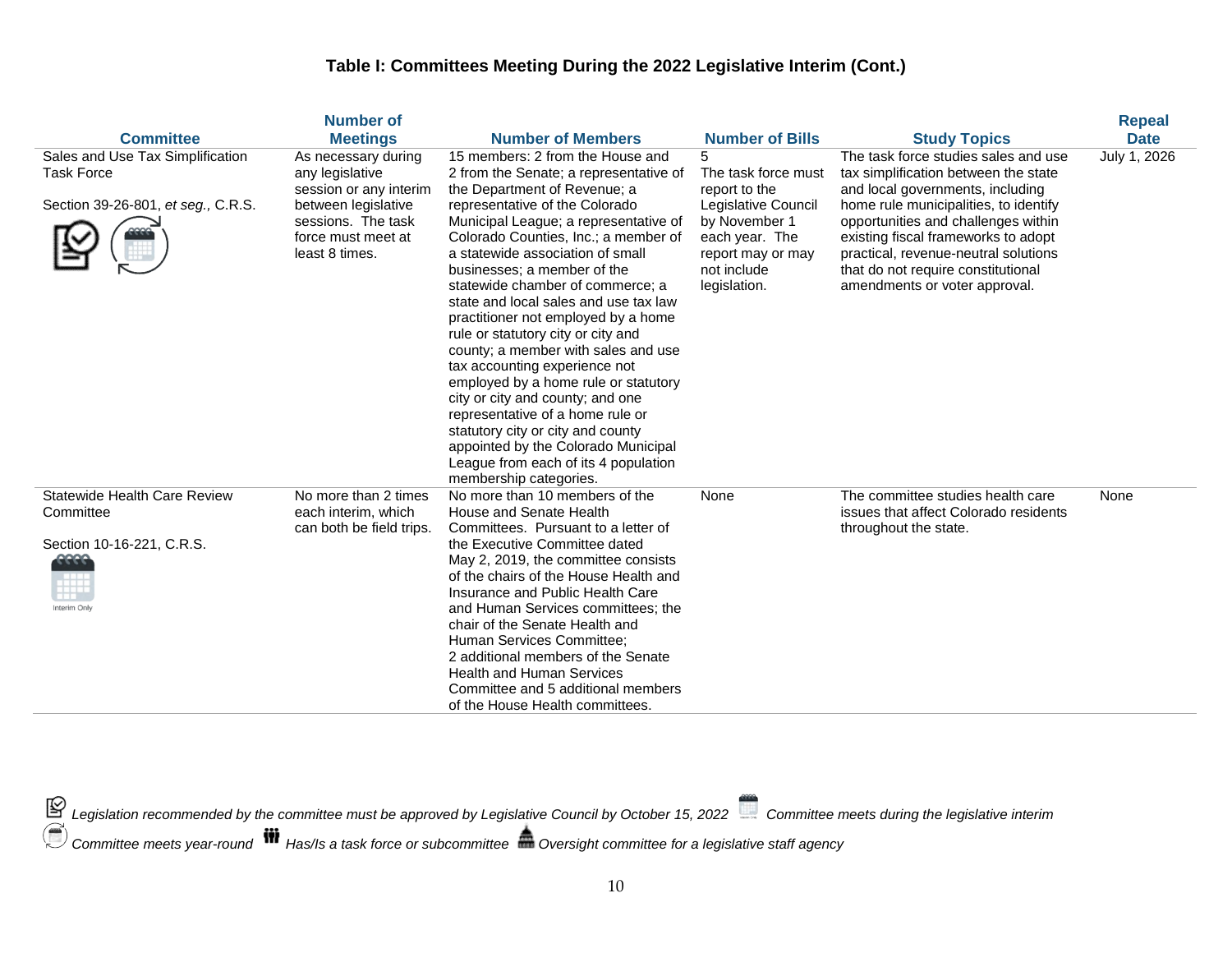### Table I: Committees Meeting During the 2022 Legislative Interim (Cont.)

| Committee | Number of Meetings | Number of Members | Number of Bills | Study Topics | Repeal Date |
|---|---|---|---|---|---|
| Sales and Use Tax Simplification Task Force<br><br>Section 39-26-801, *et seq.*, C.R.S. | As necessary during any legislative session or any interim between legislative sessions. The task force must meet at least 8 times. | 15 members: 2 from the House and 2 from the Senate; a representative of the Department of Revenue; a representative of the Colorado Municipal League; a representative of Colorado Counties, Inc.; a member of a statewide association of small businesses; a member of the statewide chamber of commerce; a state and local sales and use tax law practitioner not employed by a home rule or statutory city or city and county; a member with sales and use tax accounting experience not employed by a home rule or statutory city or city and county; and one representative of a home rule or statutory city or city and county appointed by the Colorado Municipal League from each of its 4 population membership categories. | 5<br>The task force must report to the Legislative Council by November 1 each year. The report may or may not include legislation. | The task force studies sales and use tax simplification between the state and local governments, including home rule municipalities, to identify opportunities and challenges within existing fiscal frameworks to adopt practical, revenue-neutral solutions that do not require constitutional amendments or voter approval. | July 1, 2026 |
| Statewide Health Care Review Committee<br><br>Section 10-16-221, C.R.S.<br><br>Interim Only | No more than 2 times each interim, which can both be field trips. | No more than 10 members of the House and Senate Health Committees. Pursuant to a letter of the Executive Committee dated May 2, 2019, the committee consists of the chairs of the House Health and Insurance and Public Health Care and Human Services committees; the chair of the Senate Health and Human Services Committee; 2 additional members of the Senate Health and Human Services Committee and 5 additional members of the House Health committees. | None | The committee studies health care issues that affect Colorado residents throughout the state. | None |

*Legislation recommended by the committee must be approved by Legislative Council by October 15, 2022* — *Committee meets during the legislative interim* — *Committee meets year-round* — *Has/Is a task force or subcommittee* — *Oversight committee for a legislative staff agency*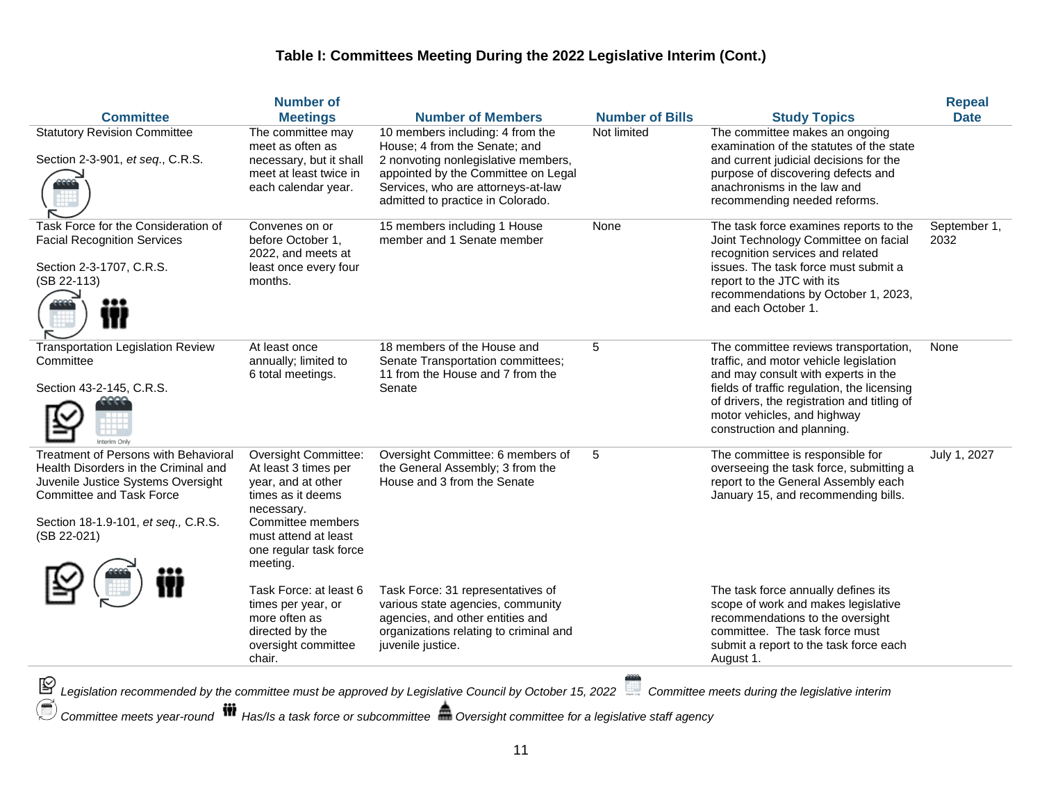### Table I: Committees Meeting During the 2022 Legislative Interim (Cont.)

| Committee | Number of Meetings | Number of Members | Number of Bills | Study Topics | Repeal Date |
|---|---|---|---|---|---|
| Statutory Revision Committee<br><br>Section 2-3-901, *et seq.*, C.R.S. | The committee may meet as often as necessary, but it shall meet at least twice in each calendar year. | 10 members including: 4 from the House; 4 from the Senate; and 2 nonvoting nonlegislative members, appointed by the Committee on Legal Services, who are attorneys-at-law admitted to practice in Colorado. | Not limited | The committee makes an ongoing examination of the statutes of the state and current judicial decisions for the purpose of discovering defects and anachronisms in the law and recommending needed reforms. | |
| Task Force for the Consideration of Facial Recognition Services<br><br>Section 2-3-1707, C.R.S.<br>(SB 22-113) | Convenes on or before October 1, 2022, and meets at least once every four months. | 15 members including 1 House member and 1 Senate member | None | The task force examines reports to the Joint Technology Committee on facial recognition services and related issues. The task force must submit a report to the JTC with its recommendations by October 1, 2023, and each October 1. | September 1, 2032 |
| Transportation Legislation Review Committee<br><br>Section 43-2-145, C.R.S. | At least once annually; limited to 6 total meetings. | 18 members of the House and Senate Transportation committees; 11 from the House and 7 from the Senate | 5 | The committee reviews transportation, traffic, and motor vehicle legislation and may consult with experts in the fields of traffic regulation, the licensing of drivers, the registration and titling of motor vehicles, and highway construction and planning. | None |
| Treatment of Persons with Behavioral Health Disorders in the Criminal and Juvenile Justice Systems Oversight Committee and Task Force<br><br>Section 18-1.9-101, *et seq.,* C.R.S.<br>(SB 22-021) | Oversight Committee: At least 3 times per year, and at other times as it deems necessary. Committee members must attend at least one regular task force meeting.<br><br>Task Force: at least 6 times per year, or more often as directed by the oversight committee chair. | Oversight Committee: 6 members of the General Assembly; 3 from the House and 3 from the Senate<br><br>Task Force: 31 representatives of various state agencies, community agencies, and other entities and organizations relating to criminal and juvenile justice. | 5 | The committee is responsible for overseeing the task force, submitting a report to the General Assembly each January 15, and recommending bills.<br><br>The task force annually defines its scope of work and makes legislative recommendations to the oversight committee. The task force must submit a report to the task force each August 1. | July 1, 2027 |

*Legislation recommended by the committee must be approved by Legislative Council by October 15, 2022* *Committee meets during the legislative interim*
*Committee meets year-round* *Has/Is a task force or subcommittee* *Oversight committee for a legislative staff agency*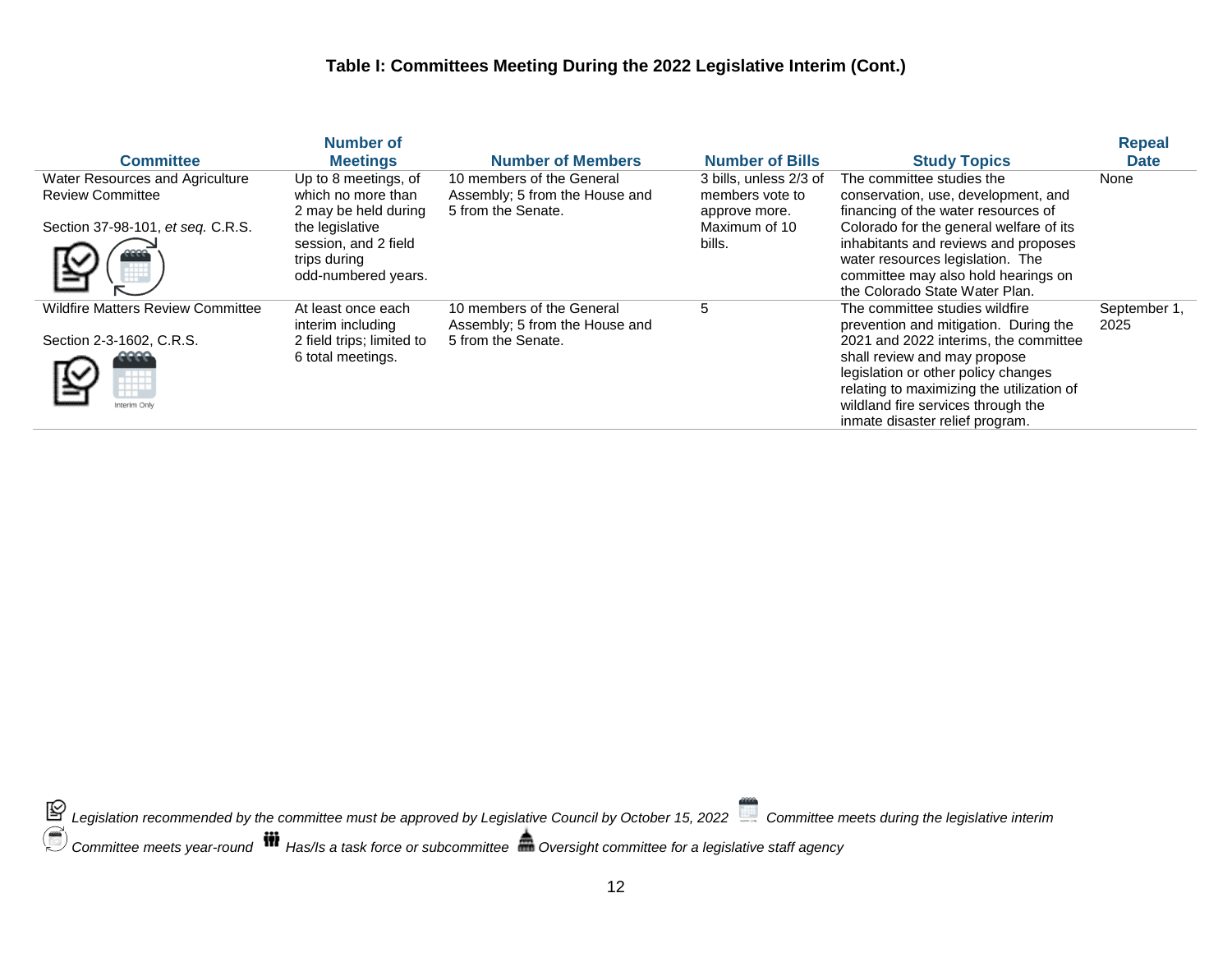### Table I: Committees Meeting During the 2022 Legislative Interim (Cont.)

| Committee | Number of Meetings | Number of Members | Number of Bills | Study Topics | Repeal Date |
|---|---|---|---|---|---|
| Water Resources and Agriculture Review Committee<br><br>Section 37-98-101, *et seq.* C.R.S. | Up to 8 meetings, of which no more than 2 may be held during the legislative session, and 2 field trips during odd-numbered years. | 10 members of the General Assembly; 5 from the House and 5 from the Senate. | 3 bills, unless 2/3 of members vote to approve more. Maximum of 10 bills. | The committee studies the conservation, use, development, and financing of the water resources of Colorado for the general welfare of its inhabitants and reviews and proposes water resources legislation. The committee may also hold hearings on the Colorado State Water Plan. | None |
| Wildfire Matters Review Committee<br><br>Section 2-3-1602, C.R.S.<br><br>Interim Only | At least once each interim including 2 field trips; limited to 6 total meetings. | 10 members of the General Assembly; 5 from the House and 5 from the Senate. | 5 | The committee studies wildfire prevention and mitigation. During the 2021 and 2022 interims, the committee shall review and may propose legislation or other policy changes relating to maximizing the utilization of wildland fire services through the inmate disaster relief program. | September 1, 2025 |

*Legislation recommended by the committee must be approved by Legislative Council by October 15, 2022* *Committee meets during the legislative interim*
*Committee meets year-round* *Has/Is a task force or subcommittee* *Oversight committee for a legislative staff agency*